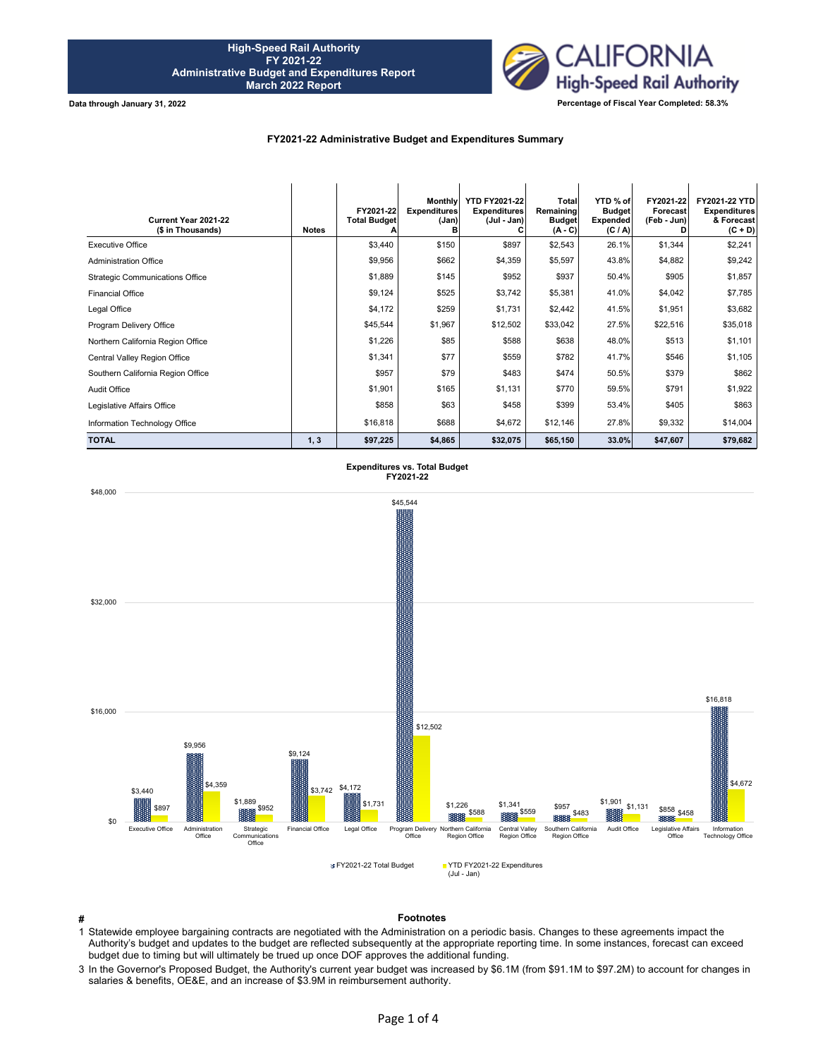**High-Speed Rail Authority**
**FY 2021-22**
**Administrative Budget and Expenditures Report**
**March 2022 Report**

**Data through January 31, 2022**

**Percentage of Fiscal Year Completed: 58.3%**

### FY2021-22 Administrative Budget and Expenditures Summary

| Current Year 2021-22 ($ in Thousands) | Notes | FY2021-22 Total Budget A | Monthly Expenditures (Jan) B | YTD FY2021-22 Expenditures (Jul - Jan) C | Total Remaining Budget (A - C) | YTD % of Budget Expended (C / A) | FY2021-22 Forecast (Feb - Jun) D | FY2021-22 YTD Expenditures & Forecast (C + D) |
|---|---|---|---|---|---|---|---|---|
| Executive Office | | $3,440 | $150 | $897 | $2,543 | 26.1% | $1,344 | $2,241 |
| Administration Office | | $9,956 | $662 | $4,359 | $5,597 | 43.8% | $4,882 | $9,242 |
| Strategic Communications Office | | $1,889 | $145 | $952 | $937 | 50.4% | $905 | $1,857 |
| Financial Office | | $9,124 | $525 | $3,742 | $5,381 | 41.0% | $4,042 | $7,785 |
| Legal Office | | $4,172 | $259 | $1,731 | $2,442 | 41.5% | $1,951 | $3,682 |
| Program Delivery Office | | $45,544 | $1,967 | $12,502 | $33,042 | 27.5% | $22,516 | $35,018 |
| Northern California Region Office | | $1,226 | $85 | $588 | $638 | 48.0% | $513 | $1,101 |
| Central Valley Region Office | | $1,341 | $77 | $559 | $782 | 41.7% | $546 | $1,105 |
| Southern California Region Office | | $957 | $79 | $483 | $474 | 50.5% | $379 | $862 |
| Audit Office | | $1,901 | $165 | $1,131 | $770 | 59.5% | $791 | $1,922 |
| Legislative Affairs Office | | $858 | $63 | $458 | $399 | 53.4% | $405 | $863 |
| Information Technology Office | | $16,818 | $688 | $4,672 | $12,146 | 27.8% | $9,332 | $14,004 |
| **TOTAL** | **1, 3** | **$97,225** | **$4,865** | **$32,075** | **$65,150** | **33.0%** | **$47,607** | **$79,682** |

**Expenditures vs. Total Budget FY2021-22**

| Office | FY2021-22 Total Budget | YTD FY2021-22 Expenditures (Jul - Jan) |
|---|---|---|
| Executive Office | $3,440 | $897 |
| Administration Office | $9,956 | $4,359 |
| Strategic Communications Office | $1,889 | $952 |
| Financial Office | $9,124 | $3,742 |
| Legal Office | $4,172 | $1,731 |
| Program Delivery Office | $45,544 | $12,502 |
| Northern California Region Office | $1,226 | $588 |
| Central Valley Region Office | $1,341 | $559 |
| Southern California Region Office | $957 | $483 |
| Audit Office | $1,901 | $1,131 |
| Legislative Affairs Office | $858 | $458 |
| Information Technology Office | $16,818 | $4,672 |

### Footnotes

| # | |
|---|---|
| 1 | Statewide employee bargaining contracts are negotiated with the Administration on a periodic basis. Changes to these agreements impact the Authority's budget and updates to the budget are reflected subsequently at the appropriate reporting time. In some instances, forecast can exceed budget due to timing but will ultimately be trued up once DOF approves the additional funding. |
| 3 | In the Governor's Proposed Budget, the Authority's current year budget was increased by $6.1M (from $91.1M to $97.2M) to account for changes in salaries & benefits, OE&E, and an increase of $3.9M in reimbursement authority. |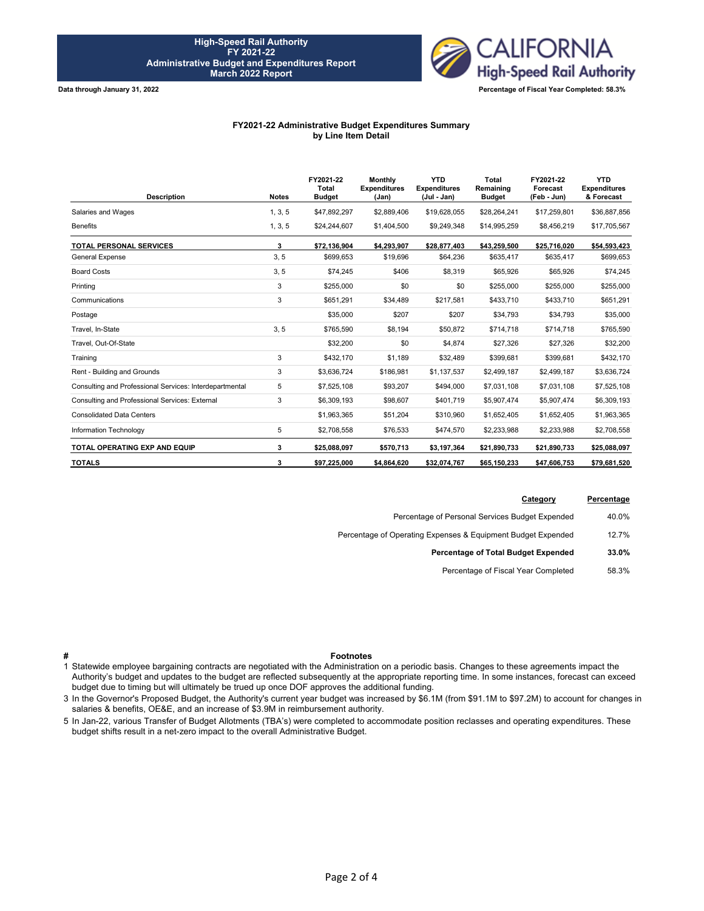**High-Speed Rail Authority**
**FY 2021-22**
**Administrative Budget and Expenditures Report**
**March 2022 Report**

CALIFORNIA High-Speed Rail Authority

**Data through January 31, 2022**

**Percentage of Fiscal Year Completed: 58.3%**

### FY2021-22 Administrative Budget Expenditures Summary by Line Item Detail

| Description | Notes | FY2021-22 Total Budget | Monthly Expenditures (Jan) | YTD Expenditures (Jul - Jan) | Total Remaining Budget | FY2021-22 Forecast (Feb - Jun) | YTD Expenditures & Forecast |
|---|---|---|---|---|---|---|---|
| Salaries and Wages | 1, 3, 5 | $47,892,297 | $2,889,406 | $19,628,055 | $28,264,241 | $17,259,801 | $36,887,856 |
| Benefits | 1, 3, 5 | $24,244,607 | $1,404,500 | $9,249,348 | $14,995,259 | $8,456,219 | $17,705,567 |
| **TOTAL PERSONAL SERVICES** | **3** | **$72,136,904** | **$4,293,907** | **$28,877,403** | **$43,259,500** | **$25,716,020** | **$54,593,423** |
| General Expense | 3, 5 | $699,653 | $19,696 | $64,236 | $635,417 | $635,417 | $699,653 |
| Board Costs | 3, 5 | $74,245 | $406 | $8,319 | $65,926 | $65,926 | $74,245 |
| Printing | 3 | $255,000 | $0 | $0 | $255,000 | $255,000 | $255,000 |
| Communications | 3 | $651,291 | $34,489 | $217,581 | $433,710 | $433,710 | $651,291 |
| Postage | | $35,000 | $207 | $207 | $34,793 | $34,793 | $35,000 |
| Travel, In-State | 3, 5 | $765,590 | $8,194 | $50,872 | $714,718 | $714,718 | $765,590 |
| Travel, Out-Of-State | | $32,200 | $0 | $4,874 | $27,326 | $27,326 | $32,200 |
| Training | 3 | $432,170 | $1,189 | $32,489 | $399,681 | $399,681 | $432,170 |
| Rent - Building and Grounds | 3 | $3,636,724 | $186,981 | $1,137,537 | $2,499,187 | $2,499,187 | $3,636,724 |
| Consulting and Professional Services: Interdepartmental | 5 | $7,525,108 | $93,207 | $494,000 | $7,031,108 | $7,031,108 | $7,525,108 |
| Consulting and Professional Services: External | 3 | $6,309,193 | $98,607 | $401,719 | $5,907,474 | $5,907,474 | $6,309,193 |
| Consolidated Data Centers | | $1,963,365 | $51,204 | $310,960 | $1,652,405 | $1,652,405 | $1,963,365 |
| Information Technology | 5 | $2,708,558 | $76,533 | $474,570 | $2,233,988 | $2,233,988 | $2,708,558 |
| **TOTAL OPERATING EXP AND EQUIP** | **3** | **$25,088,097** | **$570,713** | **$3,197,364** | **$21,890,733** | **$21,890,733** | **$25,088,097** |
| **TOTALS** | **3** | **$97,225,000** | **$4,864,620** | **$32,074,767** | **$65,150,233** | **$47,606,753** | **$79,681,520** |

| Category | Percentage |
|---|---|
| Percentage of Personal Services Budget Expended | 40.0% |
| Percentage of Operating Expenses & Equipment Budget Expended | 12.7% |
| **Percentage of Total Budget Expended** | **33.0%** |
| Percentage of Fiscal Year Completed | 58.3% |

| # | Footnotes |
|---|---|
| 1 | Statewide employee bargaining contracts are negotiated with the Administration on a periodic basis. Changes to these agreements impact the Authority's budget and updates to the budget are reflected subsequently at the appropriate reporting time. In some instances, forecast can exceed budget due to timing but will ultimately be trued up once DOF approves the additional funding. |
| 3 | In the Governor's Proposed Budget, the Authority's current year budget was increased by $6.1M (from $91.1M to $97.2M) to account for changes in salaries & benefits, OE&E, and an increase of $3.9M in reimbursement authority. |
| 5 | In Jan-22, various Transfer of Budget Allotments (TBA's) were completed to accommodate position reclasses and operating expenditures. These budget shifts result in a net-zero impact to the overall Administrative Budget. |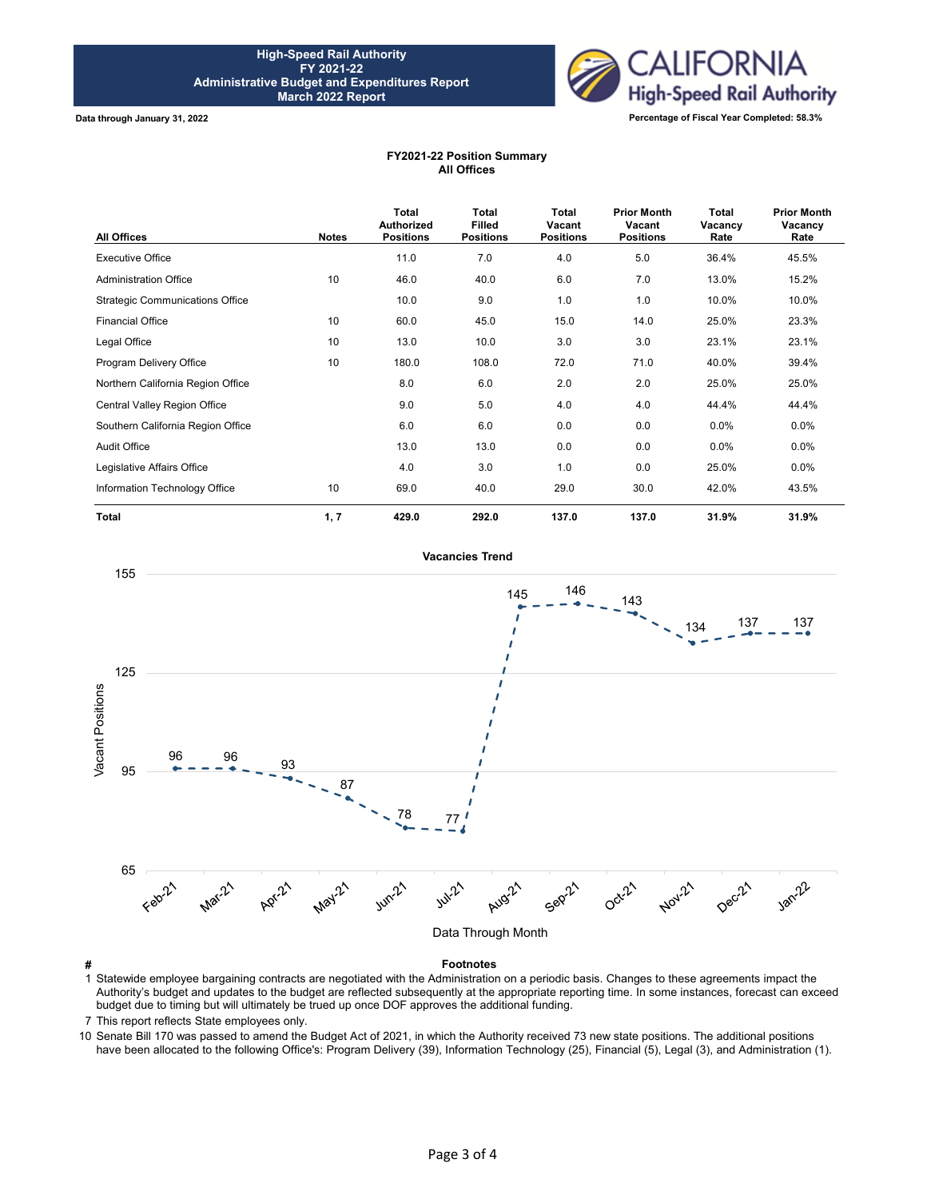**High-Speed Rail Authority**
**FY 2021-22**
**Administrative Budget and Expenditures Report**
**March 2022 Report**

**Data through January 31, 2022**

**Percentage of Fiscal Year Completed: 58.3%**

## FY2021-22 Position Summary
### All Offices

| All Offices | Notes | Total Authorized Positions | Total Filled Positions | Total Vacant Positions | Prior Month Vacant Positions | Total Vacancy Rate | Prior Month Vacancy Rate |
|---|---|---|---|---|---|---|---|
| Executive Office | | 11.0 | 7.0 | 4.0 | 5.0 | 36.4% | 45.5% |
| Administration Office | 10 | 46.0 | 40.0 | 6.0 | 7.0 | 13.0% | 15.2% |
| Strategic Communications Office | | 10.0 | 9.0 | 1.0 | 1.0 | 10.0% | 10.0% |
| Financial Office | 10 | 60.0 | 45.0 | 15.0 | 14.0 | 25.0% | 23.3% |
| Legal Office | 10 | 13.0 | 10.0 | 3.0 | 3.0 | 23.1% | 23.1% |
| Program Delivery Office | 10 | 180.0 | 108.0 | 72.0 | 71.0 | 40.0% | 39.4% |
| Northern California Region Office | | 8.0 | 6.0 | 2.0 | 2.0 | 25.0% | 25.0% |
| Central Valley Region Office | | 9.0 | 5.0 | 4.0 | 4.0 | 44.4% | 44.4% |
| Southern California Region Office | | 6.0 | 6.0 | 0.0 | 0.0 | 0.0% | 0.0% |
| Audit Office | | 13.0 | 13.0 | 0.0 | 0.0 | 0.0% | 0.0% |
| Legislative Affairs Office | | 4.0 | 3.0 | 1.0 | 0.0 | 25.0% | 0.0% |
| Information Technology Office | 10 | 69.0 | 40.0 | 29.0 | 30.0 | 42.0% | 43.5% |
| **Total** | **1, 7** | **429.0** | **292.0** | **137.0** | **137.0** | **31.9%** | **31.9%** |

### Vacancies Trend

| Data Through Month | Vacant Positions |
|---|---|
| Feb-21 | 96 |
| Mar-21 | 96 |
| Apr-21 | 93 |
| May-21 | 87 |
| Jun-21 | 78 |
| Jul-21 | 77 |
| Aug-21 | 145 |
| Sep-21 | 146 |
| Oct-21 | 143 |
| Nov-21 | 134 |
| Dec-21 | 137 |
| Jan-22 | 137 |

| # | Footnotes |
|---|---|
| 1 | Statewide employee bargaining contracts are negotiated with the Administration on a periodic basis. Changes to these agreements impact the Authority's budget and updates to the budget are reflected subsequently at the appropriate reporting time. In some instances, forecast can exceed budget due to timing but will ultimately be trued up once DOF approves the additional funding. |
| 7 | This report reflects State employees only. |
| 10 | Senate Bill 170 was passed to amend the Budget Act of 2021, in which the Authority received 73 new state positions. The additional positions have been allocated to the following Office's: Program Delivery (39), Information Technology (25), Financial (5), Legal (3), and Administration (1). |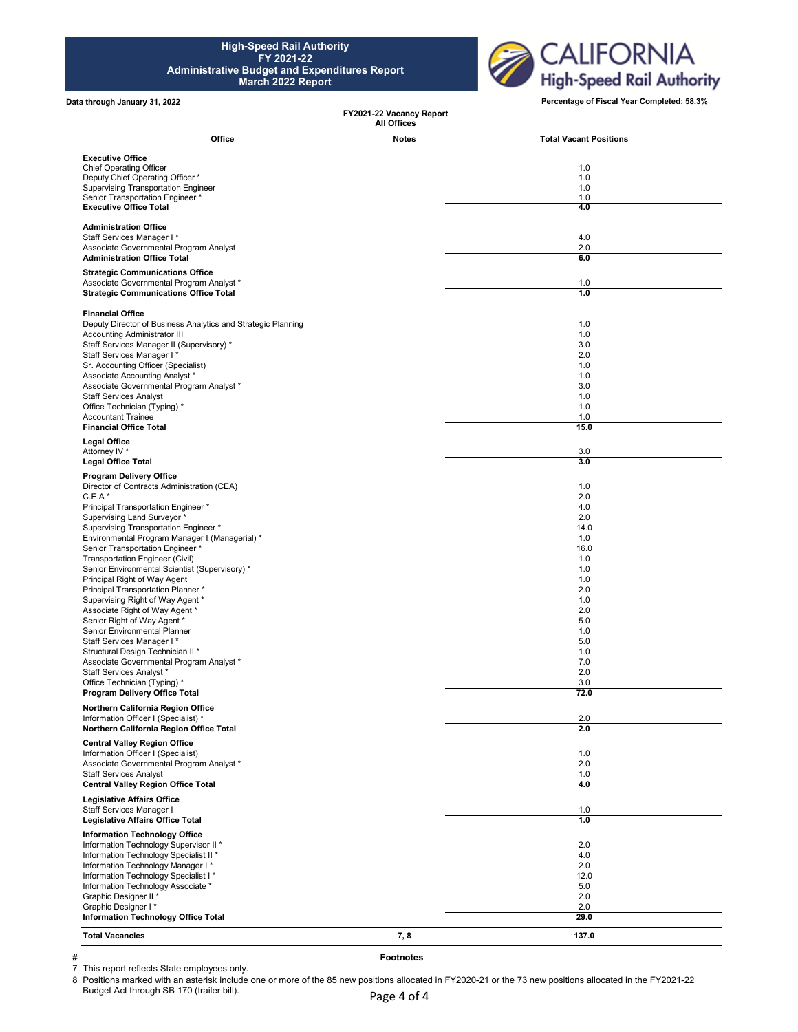**High-Speed Rail Authority**
**FY 2021-22**
**Administrative Budget and Expenditures Report**
**March 2022 Report**

**Data through January 31, 2022**

**Percentage of Fiscal Year Completed: 58.3%**

## FY2021-22 Vacancy Report
### All Offices

| Office | Notes | Total Vacant Positions |
|---|---|---|
| **Executive Office** | | |
| Chief Operating Officer | | 1.0 |
| Deputy Chief Operating Officer * | | 1.0 |
| Supervising Transportation Engineer | | 1.0 |
| Senior Transportation Engineer * | | 1.0 |
| **Executive Office Total** | | **4.0** |
| **Administration Office** | | |
| Staff Services Manager I * | | 4.0 |
| Associate Governmental Program Analyst | | 2.0 |
| **Administration Office Total** | | **6.0** |
| **Strategic Communications Office** | | |
| Associate Governmental Program Analyst * | | 1.0 |
| **Strategic Communications Office Total** | | **1.0** |
| **Financial Office** | | |
| Deputy Director of Business Analytics and Strategic Planning | | 1.0 |
| Accounting Administrator III | | 1.0 |
| Staff Services Manager II (Supervisory) * | | 3.0 |
| Staff Services Manager I * | | 2.0 |
| Sr. Accounting Officer (Specialist) | | 1.0 |
| Associate Accounting Analyst * | | 1.0 |
| Associate Governmental Program Analyst * | | 3.0 |
| Staff Services Analyst | | 1.0 |
| Office Technician (Typing) * | | 1.0 |
| Accountant Trainee | | 1.0 |
| **Financial Office Total** | | **15.0** |
| **Legal Office** | | |
| Attorney IV * | | 3.0 |
| **Legal Office Total** | | **3.0** |
| **Program Delivery Office** | | |
| Director of Contracts Administration (CEA) | | 1.0 |
| C.E.A * | | 2.0 |
| Principal Transportation Engineer * | | 4.0 |
| Supervising Land Surveyor * | | 2.0 |
| Supervising Transportation Engineer * | | 14.0 |
| Environmental Program Manager I (Managerial) * | | 1.0 |
| Senior Transportation Engineer * | | 16.0 |
| Transportation Engineer (Civil) | | 1.0 |
| Senior Environmental Scientist (Supervisory) * | | 1.0 |
| Principal Right of Way Agent | | 1.0 |
| Principal Transportation Planner * | | 2.0 |
| Supervising Right of Way Agent * | | 1.0 |
| Associate Right of Way Agent * | | 2.0 |
| Senior Right of Way Agent * | | 5.0 |
| Senior Environmental Planner | | 1.0 |
| Staff Services Manager I * | | 5.0 |
| Structural Design Technician II * | | 1.0 |
| Associate Governmental Program Analyst * | | 7.0 |
| Staff Services Analyst * | | 2.0 |
| Office Technician (Typing) * | | 3.0 |
| **Program Delivery Office Total** | | **72.0** |
| **Northern California Region Office** | | |
| Information Officer I (Specialist) * | | 2.0 |
| **Northern California Region Office Total** | | **2.0** |
| **Central Valley Region Office** | | |
| Information Officer I (Specialist) | | 1.0 |
| Associate Governmental Program Analyst * | | 2.0 |
| Staff Services Analyst | | 1.0 |
| **Central Valley Region Office Total** | | **4.0** |
| **Legislative Affairs Office** | | |
| Staff Services Manager I | | 1.0 |
| **Legislative Affairs Office Total** | | **1.0** |
| **Information Technology Office** | | |
| Information Technology Supervisor II * | | 2.0 |
| Information Technology Specialist II * | | 4.0 |
| Information Technology Manager I * | | 2.0 |
| Information Technology Specialist I * | | 12.0 |
| Information Technology Associate * | | 5.0 |
| Graphic Designer II * | | 2.0 |
| Graphic Designer I * | | 2.0 |
| **Information Technology Office Total** | | **29.0** |
| **Total Vacancies** | **7, 8** | **137.0** |

| # | Footnotes |
|---|---|
| 7 | This report reflects State employees only. |
| 8 | Positions marked with an asterisk include one or more of the 85 new positions allocated in FY2020-21 or the 73 new positions allocated in the FY2021-22 Budget Act through SB 170 (trailer bill). |